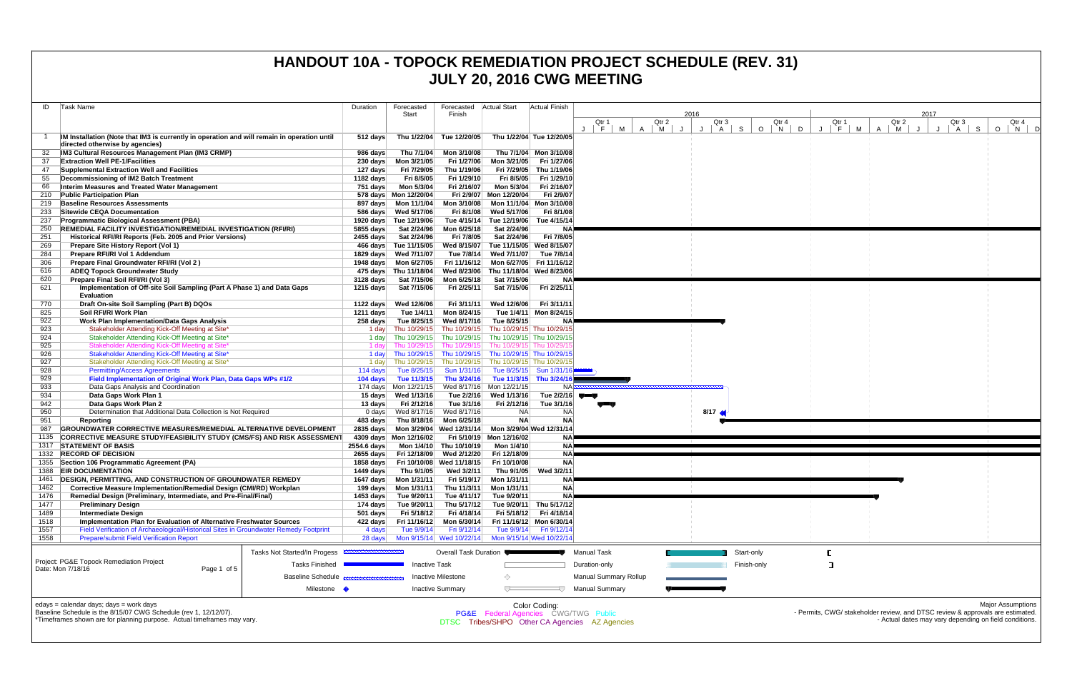# HANDOUT 10A - TOPOCK REMEDIATION PROJECT SCHEDULE (REV. 31)
## JULY 20, 2016 CWG MEETING

| ID | Task Name | Duration | Forecasted Start | Forecasted Finish | Actual Start | Actual Finish |
|---|---|---|---|---|---|---|
| 1 | **IM Installation (Note that IM3 is currently in operation and will remain in operation until directed otherwise by agencies)** | 512 days | Thu 1/22/04 | Tue 12/20/05 | Thu 1/22/04 | Tue 12/20/05 |
| 32 | **IM3 Cultural Resources Management Plan (IM3 CRMP)** | 986 days | Thu 7/1/04 | Mon 3/10/08 | Thu 7/1/04 | Mon 3/10/08 |
| 37 | **Extraction Well PE-1/Facilities** | 230 days | Mon 3/21/05 | Fri 1/27/06 | Mon 3/21/05 | Fri 1/27/06 |
| 47 | **Supplemental Extraction Well and Facilities** | 127 days | Fri 7/29/05 | Thu 1/19/06 | Fri 7/29/05 | Thu 1/19/06 |
| 55 | **Decommissioning of IM2 Batch Treatment** | 1182 days | Fri 8/5/05 | Fri 1/29/10 | Fri 8/5/05 | Fri 1/29/10 |
| 66 | **Interim Measures and Treated Water Management** | 751 days | Mon 5/3/04 | Fri 2/16/07 | Mon 5/3/04 | Fri 2/16/07 |
| 210 | **Public Participation Plan** | 578 days | Mon 12/20/04 | Fri 2/9/07 | Mon 12/20/04 | Fri 2/9/07 |
| 219 | **Baseline Resources Assessments** | 897 days | Mon 11/1/04 | Mon 3/10/08 | Mon 11/1/04 | Mon 3/10/08 |
| 233 | **Sitewide CEQA Documentation** | 586 days | Wed 5/17/06 | Fri 8/1/08 | Wed 5/17/06 | Fri 8/1/08 |
| 237 | **Programmatic Biological Assessment (PBA)** | 1920 days | Tue 12/19/06 | Tue 4/15/14 | Tue 12/19/06 | Tue 4/15/14 |
| 250 | **REMEDIAL FACILITY INVESTIGATION/REMEDIAL INVESTIGATION (RFI/RI)** | 5855 days | Sat 2/24/96 | Mon 6/25/18 | Sat 2/24/96 | NA |
| 251 | **Historical RFI/RI Reports (Feb. 2005 and Prior Versions)** | 2455 days | Sat 2/24/96 | Fri 7/8/05 | Sat 2/24/96 | Fri 7/8/05 |
| 269 | **Prepare Site History Report (Vol 1)** | 466 days | Tue 11/15/05 | Wed 8/15/07 | Tue 11/15/05 | Wed 8/15/07 |
| 284 | **Prepare RFI/RI Vol 1 Addendum** | 1829 days | Wed 7/11/07 | Tue 7/8/14 | Wed 7/11/07 | Tue 7/8/14 |
| 306 | **Prepare Final Groundwater RFI/RI (Vol 2 )** | 1948 days | Mon 6/27/05 | Fri 11/16/12 | Mon 6/27/05 | Fri 11/16/12 |
| 616 | **ADEQ Topock Groundwater Study** | 475 days | Thu 11/18/04 | Wed 8/23/06 | Thu 11/18/04 | Wed 8/23/06 |
| 620 | **Prepare Final Soil RFI/RI (Vol 3)** | 3128 days | Sat 7/15/06 | Mon 6/25/18 | Sat 7/15/06 | NA |
| 621 | **Implementation of Off-site Soil Sampling (Part A Phase 1) and Data Gaps Evaluation** | 1215 days | Sat 7/15/06 | Fri 2/25/11 | Sat 7/15/06 | Fri 2/25/11 |
| 770 | **Draft On-site Soil Sampling (Part B) DQOs** | 1122 days | Wed 12/6/06 | Fri 3/11/11 | Wed 12/6/06 | Fri 3/11/11 |
| 825 | **Soil RFI/RI Work Plan** | 1211 days | Tue 1/4/11 | Mon 8/24/15 | Tue 1/4/11 | Mon 8/24/15 |
| 922 | **Work Plan Implementation/Data Gaps Analysis** | 258 days | Tue 8/25/15 | Wed 8/17/16 | Tue 8/25/15 | NA |
| 923 | Stakeholder Attending Kick-Off Meeting at Site* | 1 day | Thu 10/29/15 | Thu 10/29/15 | Thu 10/29/15 | Thu 10/29/15 |
| 924 | Stakeholder Attending Kick-Off Meeting at Site* | 1 day | Thu 10/29/15 | Thu 10/29/15 | Thu 10/29/15 | Thu 10/29/15 |
| 925 | Stakeholder Attending Kick-Off Meeting at Site* | 1 day | Thu 10/29/15 | Thu 10/29/15 | Thu 10/29/15 | Thu 10/29/15 |
| 926 | Stakeholder Attending Kick-Off Meeting at Site* | 1 day | Thu 10/29/15 | Thu 10/29/15 | Thu 10/29/15 | Thu 10/29/15 |
| 927 | Stakeholder Attending Kick-Off Meeting at Site* | 1 day | Thu 10/29/15 | Thu 10/29/15 | Thu 10/29/15 | Thu 10/29/15 |
| 928 | Permitting/Access Agreements | 114 days | Tue 8/25/15 | Sun 1/31/16 | Tue 8/25/15 | Sun 1/31/16 |
| 929 | **Field Implementation of Original Work Plan, Data Gaps WPs #1/2** | 104 days | Tue 11/3/15 | Thu 3/24/16 | Tue 11/3/15 | Thu 3/24/16 |
| 933 | Data Gaps Analysis and Coordination | 174 days | Mon 12/21/15 | Wed 8/17/16 | Mon 12/21/15 | NA |
| 934 | **Data Gaps Work Plan 1** | 15 days | Wed 1/13/16 | Tue 2/2/16 | Wed 1/13/16 | Tue 2/2/16 |
| 942 | **Data Gaps Work Plan 2** | 13 days | Fri 2/12/16 | Tue 3/1/16 | Fri 2/12/16 | Tue 3/1/16 |
| 950 | Determination that Additional Data Collection is Not Required | 0 days | Wed 8/17/16 | Wed 8/17/16 | NA | NA |
| 951 | **Reporting** | 483 days | Thu 8/18/16 | Mon 6/25/18 | NA | NA |
| 987 | **GROUNDWATER CORRECTIVE MEASURES/REMEDIAL ALTERNATIVE DEVELOPMENT** | 2835 days | Mon 3/29/04 | Wed 12/31/14 | Mon 3/29/04 | Wed 12/31/14 |
| 1135 | **CORRECTIVE MEASURE STUDY/FEASIBILITY STUDY (CMS/FS) AND RISK ASSESSMENT** | 4309 days | Mon 12/16/02 | Fri 5/10/19 | Mon 12/16/02 | NA |
| 1317 | **STATEMENT OF BASIS** | 2554.6 days | Mon 1/4/10 | Thu 10/10/19 | Mon 1/4/10 | NA |
| 1332 | **RECORD OF DECISION** | 2655 days | Fri 12/18/09 | Wed 2/12/20 | Fri 12/18/09 | NA |
| 1355 | **Section 106 Programmatic Agreement (PA)** | 1858 days | Fri 10/10/08 | Wed 11/18/15 | Fri 10/10/08 | NA |
| 1388 | **EIR DOCUMENTATION** | 1449 days | Thu 9/1/05 | Wed 3/2/11 | Thu 9/1/05 | Wed 3/2/11 |
| 1461 | **DESIGN, PERMITTING, AND CONSTRUCTION OF GROUNDWATER REMEDY** | 1647 days | Mon 1/31/11 | Fri 5/19/17 | Mon 1/31/11 | NA |
| 1462 | **Corrective Measure Implementation/Remedial Design (CMI/RD) Workplan** | 199 days | Mon 1/31/11 | Thu 11/3/11 | Mon 1/31/11 | NA |
| 1476 | **Remedial Design (Preliminary, Intermediate, and Pre-Final/Final)** | 1453 days | Tue 9/20/11 | Tue 4/11/17 | Tue 9/20/11 | NA |
| 1477 | **Preliminary Design** | 174 days | Tue 9/20/11 | Thu 5/17/12 | Tue 9/20/11 | Thu 5/17/12 |
| 1489 | **Intermediate Design** | 501 days | Fri 5/18/12 | Fri 4/18/14 | Fri 5/18/12 | Fri 4/18/14 |
| 1518 | **Implementation Plan for Evaluation of Alternative Freshwater Sources** | 422 days | Fri 11/16/12 | Mon 6/30/14 | Fri 11/16/12 | Mon 6/30/14 |
| 1557 | Field Verification of Archaeological/Historical Sites in Groundwater Remedy Footprint | 4 days | Tue 9/9/14 | Fri 9/12/14 | Tue 9/9/14 | Fri 9/12/14 |
| 1558 | Prepare/submit Field Verification Report | 28 days | Mon 9/15/14 | Wed 10/22/14 | Mon 9/15/14 | Wed 10/22/14 |

8/17

Project: PG&E Topock Remediation Project
Date: Mon 7/18/16

Legend: Tasks Not Started/In Progess; Tasks Finished; Baseline Schedule; Milestone; Overall Task Duration; Inactive Task; Inactive Milestone; Inactive Summary; Manual Task; Duration-only; Manual Summary Rollup; Manual Summary; Start-only; Finish-only

edays = calendar days; days = work days
Baseline Schedule is the 8/15/07 CWG Schedule (rev 1, 12/12/07).
*Timeframes shown are for planning purpose. Actual timeframes may vary.

Color Coding:
PG&E Federal Agencies CWG/TWG Public
DTSC Tribes/SHPO Other CA Agencies AZ Agencies

Major Assumptions
- Permits, CWG/ stakeholder review, and DTSC review & approvals are estimated.
- Actual dates may vary depending on field conditions.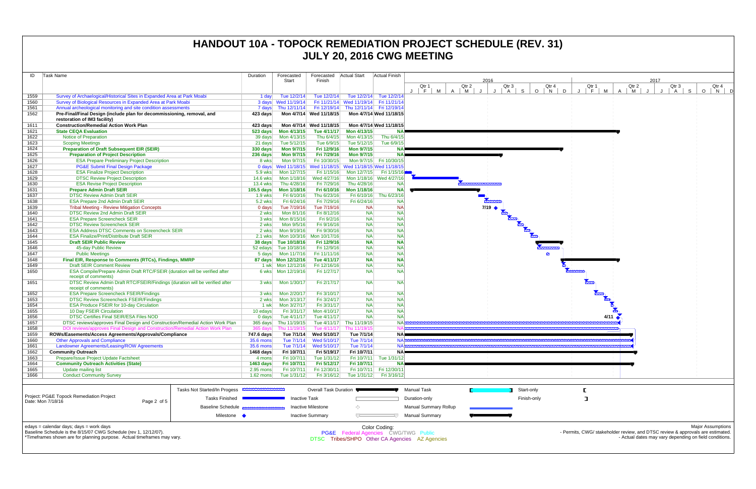# HANDOUT 10A - TOPOCK REMEDIATION PROJECT SCHEDULE (REV. 31)
## JULY 20, 2016 CWG MEETING

| ID | Task Name | Duration | Forecasted Start | Forecasted Finish | Actual Start | Actual Finish |
|---|---|---|---|---|---|---|
| 1559 | Survey of Archaeological/Historical Sites in Expanded Area at Park Moabi | 1 day | Tue 12/2/14 | Tue 12/2/14 | Tue 12/2/14 | Tue 12/2/14 |
| 1560 | Survey of Biological Resources in Expanded Area at Park Moabi | 3 days | Wed 11/19/14 | Fri 11/21/14 | Wed 11/19/14 | Fri 11/21/14 |
| 1561 | Annual archeological monitoring and site condition assessments | 7 days | Thu 12/11/14 | Fri 12/19/14 | Thu 12/11/14 | Fri 12/19/14 |
| 1562 | **Pre-Final/Final Design (include plan for decommissioning, removal, and restoration of IM3 facility)** | **423 days** | **Mon 4/7/14** | **Wed 11/18/15** | **Mon 4/7/14** | **Wed 11/18/15** |
| 1611 | **Construction/Remedial Action Work Plan** | **423 days** | **Mon 4/7/14** | **Wed 11/18/15** | **Mon 4/7/14** | **Wed 11/18/15** |
| 1621 | **State CEQA Evaluation** | **523 days** | **Mon 4/13/15** | **Tue 4/11/17** | **Mon 4/13/15** | **NA** |
| 1622 | Notice of Preparation | 39 days | Mon 4/13/15 | Thu 6/4/15 | Mon 4/13/15 | Thu 6/4/15 |
| 1623 | Scoping Meetings | 21 days | Tue 5/12/15 | Tue 6/9/15 | Tue 5/12/15 | Tue 6/9/15 |
| 1624 | **Preparation of Draft Subsequent EIR (SEIR)** | **330 days** | **Mon 9/7/15** | **Fri 12/9/16** | **Mon 9/7/15** | **NA** |
| 1625 | **Preparation of Project Description** | **236 days** | **Mon 9/7/15** | **Fri 7/29/16** | **Mon 9/7/15** | **NA** |
| 1626 | ESA Prepare Preliminary Project Description | 8 wks | Mon 9/7/15 | Fri 10/30/15 | Mon 9/7/15 | Fri 10/30/15 |
| 1627 | PG&E Submit Final Design Package | 0 days | Wed 11/18/15 | Wed 11/18/15 | Wed 11/18/15 | Wed 11/18/15 |
| 1628 | ESA Finalize Project Description | 5.9 wks | Mon 12/7/15 | Fri 1/15/16 | Mon 12/7/15 | Fri 1/15/16 |
| 1629 | DTSC Review Project Description | 14.6 wks | Mon 1/18/16 | Wed 4/27/16 | Mon 1/18/16 | Wed 4/27/16 |
| 1630 | ESA Revise Project Description | 13.4 wks | Thu 4/28/16 | Fri 7/29/16 | Thu 4/28/16 | NA |
| 1631 | **Prepare Admin Draft SEIR** | **105.5 days** | **Mon 1/18/16** | **Fri 6/10/16** | **Mon 1/18/16** | **NA** |
| 1637 | DTSC Review Admin Draft SEIR | 1.9 wks | Fri 6/10/16 | Thu 6/23/16 | Fri 6/10/16 | Thu 6/23/16 |
| 1638 | ESA Prepare 2nd Admin Draft SEIR | 5.2 wks | Fri 6/24/16 | Fri 7/29/16 | Fri 6/24/16 | NA |
| 1639 | Tribal Meeting - Review Mitigation Concepts | 0 days | Tue 7/19/16 | Tue 7/19/16 | NA | NA |
| 1640 | DTSC Review 2nd Admin Draft SEIR | 2 wks | Mon 8/1/16 | Fri 8/12/16 | NA | NA |
| 1641 | ESA Prepare Screencheck SEIR | 3 wks | Mon 8/15/16 | Fri 9/2/16 | NA | NA |
| 1642 | DTSC Review Screencheck SEIR | 2 wks | Mon 9/5/16 | Fri 9/16/16 | NA | NA |
| 1643 | ESA Address DTSC Comments on Screencheck SEIR | 2 wks | Mon 9/19/16 | Fri 9/30/16 | NA | NA |
| 1644 | ESA Finalize/Print/Distribute Draft SEIR | 2.1 wks | Mon 10/3/16 | Mon 10/17/16 | NA | NA |
| 1645 | **Draft SEIR Public Review** | **38 days** | **Tue 10/18/16** | **Fri 12/9/16** | **NA** | **NA** |
| 1646 | 45-day Public Review | 52 edays | Tue 10/18/16 | Fri 12/9/16 | NA | NA |
| 1647 | Public Meetings | 5 days | Mon 11/7/16 | Fri 11/11/16 | NA | NA |
| 1648 | **Final EIR, Response to Comments (RTCs), Findings, MMRP** | **87 days** | **Mon 12/12/16** | **Tue 4/11/17** | **NA** | **NA** |
| 1649 | Draft SEIR Comment Review | 1 wk | Mon 12/12/16 | Fri 12/16/16 | NA | NA |
| 1650 | ESA Compile/Prepare Admin Draft RTC/FSEIR (duration will be verified after receipt of comments) | 6 wks | Mon 12/19/16 | Fri 1/27/17 | NA | NA |
| 1651 | DTSC Review Admin Draft RTC/FSEIR/Findings (duration will be verified after receipt of comments) | 3 wks | Mon 1/30/17 | Fri 2/17/17 | NA | NA |
| 1652 | ESA Prepare Screencheck FSEIR/Findings | 3 wks | Mon 2/20/17 | Fri 3/10/17 | NA | NA |
| 1653 | DTSC Review Screencheck FSEIR/Findings | 2 wks | Mon 3/13/17 | Fri 3/24/17 | NA | NA |
| 1654 | ESA Produce FSEIR for 10-day Circulation | 1 wk | Mon 3/27/17 | Fri 3/31/17 | NA | NA |
| 1655 | 10 Day FSEIR Circulation | 10 edays | Fri 3/31/17 | Mon 4/10/17 | NA | NA |
| 1656 | DTSC Certifies Final SEIR/ESA Files NOD | 0 days | Tue 4/11/17 | Tue 4/11/17 | NA | NA |
| 1657 | DTSC reviews/approves Final Design and Construction/Remedial Action Work Plan | 365 days | Thu 11/19/15 | Tue 4/11/17 | Thu 11/19/15 | NA |
| 1658 | DOI reviews/approves Final Design and Construction/Remedial Action Work Plan | 365 days | Thu 11/19/15 | Tue 4/11/17 | Thu 11/19/15 | NA |
| 1659 | **ROWs/Easements/Access Agreements/Approvals/Compliance** | **747.6 days** | **Tue 7/1/14** | **Wed 5/10/17** | **Tue 7/1/14** | **NA** |
| 1660 | Other Approvals and Compliance | 35.6 mons | Tue 7/1/14 | Wed 5/10/17 | Tue 7/1/14 | NA |
| 1661 | Landowner Agreements/Leasing/ROW Agreements | 35.6 mons | Tue 7/1/14 | Wed 5/10/17 | Tue 7/1/14 | NA |
| 1662 | **Community Outreach** | **1468 days** | **Fri 10/7/11** | **Fri 5/19/17** | **Fri 10/7/11** | **NA** |
| 1663 | Prepare/Issue Project Update Factsheet | 4 mons | Fri 10/7/11 | Tue 1/31/12 | Fri 10/7/11 | Tue 1/31/12 |
| 1664 | **Community Outreach Activities (State)** | **1463 days** | **Fri 10/7/11** | **Fri 5/12/17** | **Fri 10/7/11** | **NA** |
| 1665 | Update mailing list | 2.95 mons | Fri 10/7/11 | Fri 12/30/11 | Fri 10/7/11 | Fri 12/30/11 |
| 1666 | Conduct Community Survey | 1.62 mons | Tue 1/31/12 | Fri 3/16/12 | Tue 1/31/12 | Fri 3/16/12 |

Gantt milestones: 7/19 (Tribal Meeting), 4/11 (DTSC Certifies Final SEIR/ESA Files NOD)

Project: PG&E Topock Remediation Project
Date: Mon 7/18/16

Legend: Tasks Not Started/In Progess; Tasks Finished; Baseline Schedule; Milestone; Overall Task Duration; Inactive Task; Inactive Milestone; Inactive Summary; Manual Task; Duration-only; Manual Summary Rollup; Manual Summary; Start-only; Finish-only

edays = calendar days; days = work days
Baseline Schedule is the 8/15/07 CWG Schedule (rev 1, 12/12/07).
*Timeframes shown are for planning purpose. Actual timeframes may vary.

Color Coding:
PG&E Federal Agencies CWG/TWG Public
DTSC Tribes/SHPO Other CA Agencies AZ Agencies

Major Assumptions
- Permits, CWG/ stakeholder review, and DTSC review & approvals are estimated.
- Actual dates may vary depending on field conditions.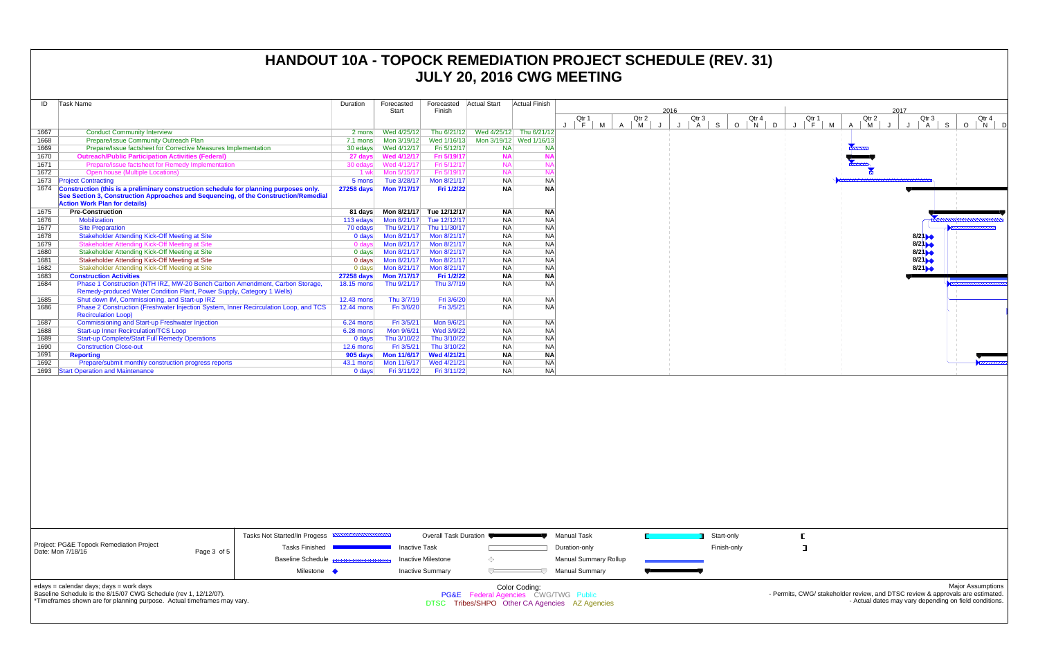# HANDOUT 10A - TOPOCK REMEDIATION PROJECT SCHEDULE (REV. 31)
# JULY 20, 2016 CWG MEETING

| ID | Task Name | Duration | Forecasted Start | Forecasted Finish | Actual Start | Actual Finish |
|---|---|---|---|---|---|---|
| 1667 | Conduct Community Interview | 2 mons | Wed 4/25/12 | Thu 6/21/12 | Wed 4/25/12 | Thu 6/21/12 |
| 1668 | Prepare/Issue Community Outreach Plan | 7.1 mons | Mon 3/19/12 | Wed 1/16/13 | Mon 3/19/12 | Wed 1/16/13 |
| 1669 | Prepare/Issue factsheet for Corrective Measures Implementation | 30 edays | Wed 4/12/17 | Fri 5/12/17 | NA | NA |
| 1670 | **Outreach/Public Participation Activities (Federal)** | **27 days** | **Wed 4/12/17** | **Fri 5/19/17** | **NA** | **NA** |
| 1671 | Prepare/issue factsheet for Remedy Implementation | 30 edays | Wed 4/12/17 | Fri 5/12/17 | NA | NA |
| 1672 | Open house (Multiple Locations) | 1 wk | Mon 5/15/17 | Fri 5/19/17 | NA | NA |
| 1673 | Project Contracting | 5 mons | Tue 3/28/17 | Mon 8/21/17 | NA | NA |
| 1674 | **Construction (this is a preliminary construction schedule for planning purposes only. See Section 3, Construction Approaches and Sequencing, of the Construction/Remedial Action Work Plan for details)** | **27258 days** | **Mon 7/17/17** | **Fri 1/2/22** | **NA** | **NA** |
| 1675 | **Pre-Construction** | **81 days** | **Mon 8/21/17** | **Tue 12/12/17** | **NA** | **NA** |
| 1676 | Mobilization | 113 edays | Mon 8/21/17 | Tue 12/12/17 | NA | NA |
| 1677 | Site Preparation | 70 edays | Thu 9/21/17 | Thu 11/30/17 | NA | NA |
| 1678 | Stakeholder Attending Kick-Off Meeting at Site | 0 days | Mon 8/21/17 | Mon 8/21/17 | NA | NA |
| 1679 | Stakeholder Attending Kick-Off Meeting at Site | 0 days | Mon 8/21/17 | Mon 8/21/17 | NA | NA |
| 1680 | Stakeholder Attending Kick-Off Meeting at Site | 0 days | Mon 8/21/17 | Mon 8/21/17 | NA | NA |
| 1681 | Stakeholder Attending Kick-Off Meeting at Site | 0 days | Mon 8/21/17 | Mon 8/21/17 | NA | NA |
| 1682 | Stakeholder Attending Kick-Off Meeting at Site | 0 days | Mon 8/21/17 | Mon 8/21/17 | NA | NA |
| 1683 | **Construction Activities** | **27258 days** | **Mon 7/17/17** | **Fri 1/2/22** | **NA** | **NA** |
| 1684 | Phase 1 Construction (NTH IRZ, MW-20 Bench Carbon Amendment, Carbon Storage, Remedy-produced Water Condition Plant, Power Supply, Category 1 Wells) | 18.15 mons | Thu 9/21/17 | Thu 3/7/19 | NA | NA |
| 1685 | Shut down IM, Commissioning, and Start-up IRZ | 12.43 mons | Thu 3/7/19 | Fri 3/6/20 | NA | NA |
| 1686 | Phase 2 Construction (Freshwater Injection System, Inner Recirculation Loop, and TCS Recirculation Loop) | 12.44 mons | Fri 3/6/20 | Fri 3/5/21 | NA | NA |
| 1687 | Commissioning and Start-up Freshwater Injection | 6.24 mons | Fri 3/5/21 | Mon 9/6/21 | NA | NA |
| 1688 | Start-up Inner Recirculation/TCS Loop | 6.28 mons | Mon 9/6/21 | Wed 3/9/22 | NA | NA |
| 1689 | Start-up Complete/Start Full Remedy Operations | 0 days | Thu 3/10/22 | Thu 3/10/22 | NA | NA |
| 1690 | Construction Close-out | 12.6 mons | Fri 3/5/21 | Thu 3/10/22 | NA | NA |
| 1691 | **Reporting** | **905 days** | **Mon 11/6/17** | **Wed 4/21/21** | **NA** | **NA** |
| 1692 | Prepare/submit monthly construction progress reports | 43.1 mons | Mon 11/6/17 | Wed 4/21/21 | NA | NA |
| 1693 | Start Operation and Maintenance | 0 days | Fri 3/11/22 | Fri 3/11/22 | NA | NA |

2016: Qtr 1 (J F M), Qtr 2 (A M J), Qtr 3 (J A S), Qtr 4 (O N D)
2017: Qtr 1 (J F M), Qtr 2 (A M J), Qtr 3 (J A S), Qtr 4 (O N D)

8/21
8/21
8/21
8/21
8/21

Project: PG&E Topock Remediation Project
Date: Mon 7/18/16

Tasks Not Started/In Progess | Tasks Finished | Baseline Schedule | Milestone | Overall Task Duration | Inactive Task | Inactive Milestone | Inactive Summary | Manual Task | Duration-only | Manual Summary Rollup | Manual Summary | Start-only | Finish-only

edays = calendar days; days = work days
Baseline Schedule is the 8/15/07 CWG Schedule (rev 1, 12/12/07).
*Timeframes shown are for planning purpose. Actual timeframes may vary.

Color Coding:
PG&E Federal Agencies CWG/TWG Public
DTSC Tribes/SHPO Other CA Agencies AZ Agencies

Major Assumptions
- Permits, CWG/ stakeholder review, and DTSC review & approvals are estimated.
- Actual dates may vary depending on field conditions.